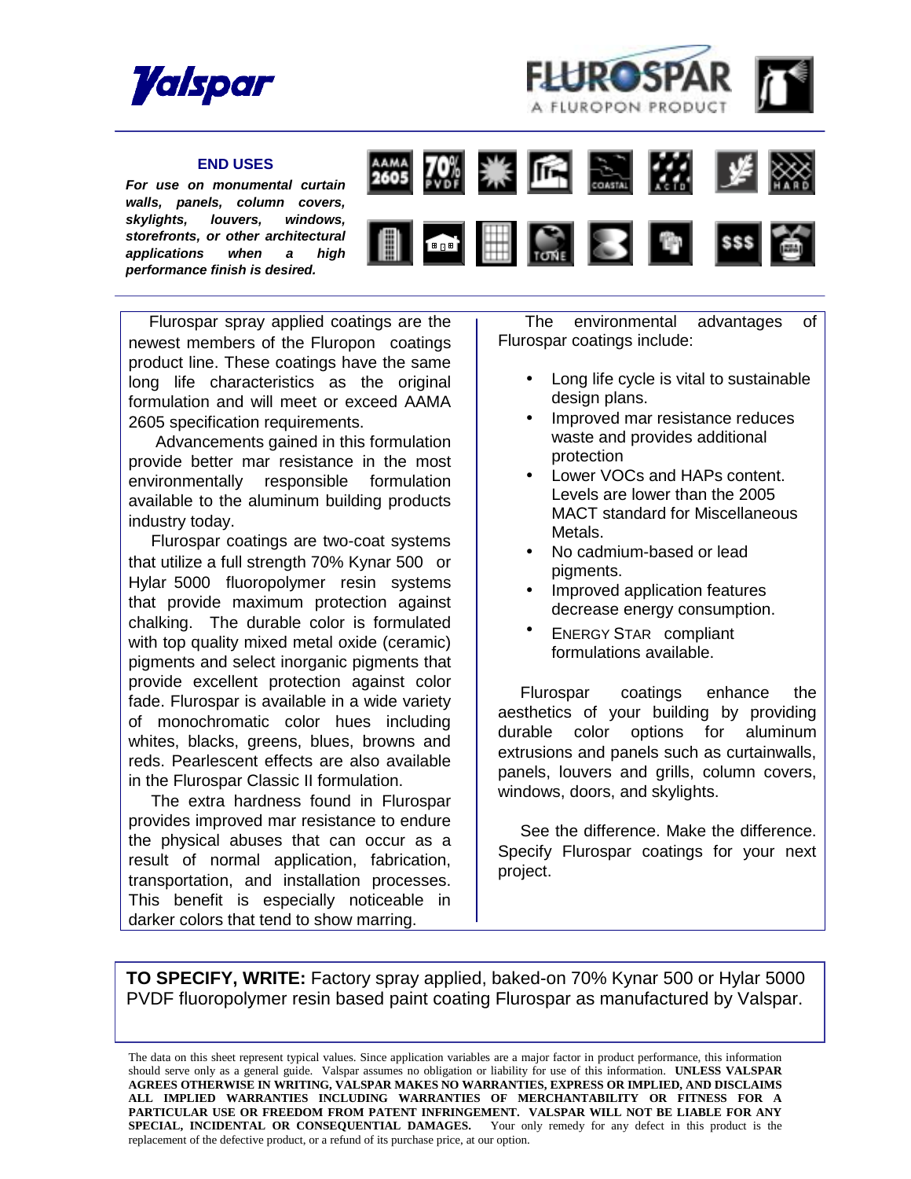# Valspar

# FLUROSPAR
A FLUROPON PRODUCT

## END USES

***For use on monumental curtain walls, panels, column covers, skylights, louvers, windows, storefronts, or other architectural applications when a high performance finish is desired.***

Flurospar spray applied coatings are the newest members of the Fluropon coatings product line. These coatings have the same long life characteristics as the original formulation and will meet or exceed AAMA 2605 specification requirements.

Advancements gained in this formulation provide better mar resistance in the most environmentally responsible formulation available to the aluminum building products industry today.

Flurospar coatings are two-coat systems that utilize a full strength 70% Kynar 500 or Hylar 5000 fluoropolymer resin systems that provide maximum protection against chalking. The durable color is formulated with top quality mixed metal oxide (ceramic) pigments and select inorganic pigments that provide excellent protection against color fade. Flurospar is available in a wide variety of monochromatic color hues including whites, blacks, greens, blues, browns and reds. Pearlescent effects are also available in the Flurospar Classic II formulation.

The extra hardness found in Flurospar provides improved mar resistance to endure the physical abuses that can occur as a result of normal application, fabrication, transportation, and installation processes. This benefit is especially noticeable in darker colors that tend to show marring.

The environmental advantages of Flurospar coatings include:

- Long life cycle is vital to sustainable design plans.
- Improved mar resistance reduces waste and provides additional protection
- Lower VOCs and HAPs content. Levels are lower than the 2005 MACT standard for Miscellaneous Metals.
- No cadmium-based or lead pigments.
- Improved application features decrease energy consumption.
- ENERGY STAR compliant formulations available.

Flurospar coatings enhance the aesthetics of your building by providing durable color options for aluminum extrusions and panels such as curtainwalls, panels, louvers and grills, column covers, windows, doors, and skylights.

See the difference. Make the difference. Specify Flurospar coatings for your next project.

**TO SPECIFY, WRITE:** Factory spray applied, baked-on 70% Kynar 500 or Hylar 5000 PVDF fluoropolymer resin based paint coating Flurospar as manufactured by Valspar.

The data on this sheet represent typical values. Since application variables are a major factor in product performance, this information should serve only as a general guide. Valspar assumes no obligation or liability for use of this information. **UNLESS VALSPAR AGREES OTHERWISE IN WRITING, VALSPAR MAKES NO WARRANTIES, EXPRESS OR IMPLIED, AND DISCLAIMS ALL IMPLIED WARRANTIES INCLUDING WARRANTIES OF MERCHANTABILITY OR FITNESS FOR A PARTICULAR USE OR FREEDOM FROM PATENT INFRINGEMENT. VALSPAR WILL NOT BE LIABLE FOR ANY SPECIAL, INCIDENTAL OR CONSEQUENTIAL DAMAGES.** Your only remedy for any defect in this product is the replacement of the defective product, or a refund of its purchase price, at our option.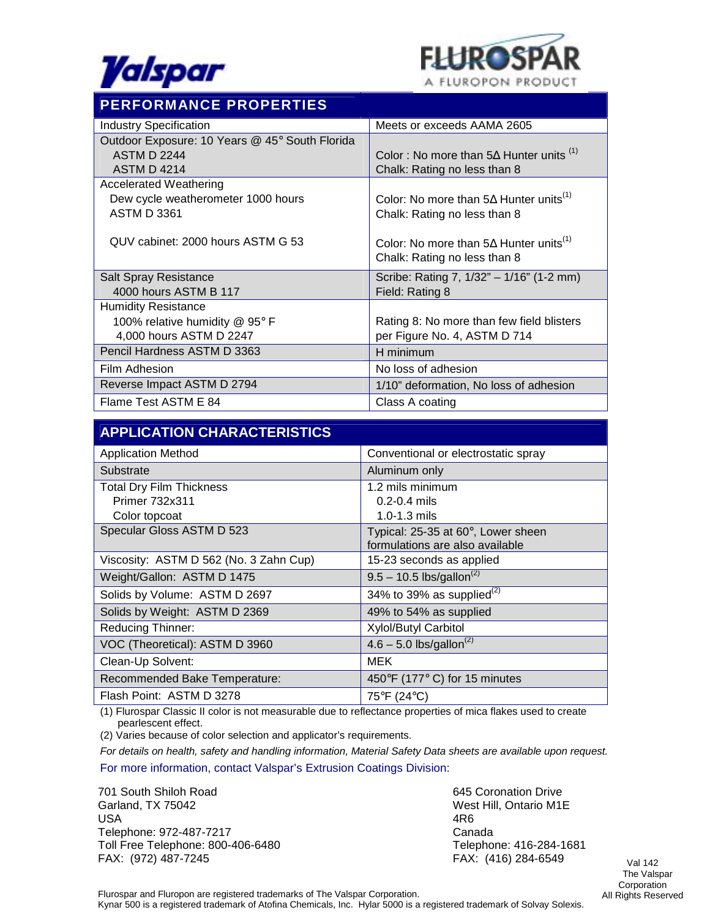Valspar

FLUROSPAR
A FLUROPON PRODUCT

## PERFORMANCE PROPERTIES

| | |
|---|---|
| Industry Specification | Meets or exceeds AAMA 2605 |
| Outdoor Exposure: 10 Years @ 45° South Florida<br>ASTM D 2244<br>ASTM D 4214 | Color : No more than 5Δ Hunter units (1)<br>Chalk: Rating no less than 8 |
| Accelerated Weathering<br>Dew cycle weatherometer 1000 hours<br>ASTM D 3361<br><br>QUV cabinet: 2000 hours ASTM G 53 | Color: No more than 5Δ Hunter units(1)<br>Chalk: Rating no less than 8<br><br>Color: No more than 5Δ Hunter units(1)<br>Chalk: Rating no less than 8 |
| Salt Spray Resistance<br>4000 hours ASTM B 117 | Scribe: Rating 7, 1/32" – 1/16" (1-2 mm)<br>Field: Rating 8 |
| Humidity Resistance<br>100% relative humidity @ 95° F<br>4,000 hours ASTM D 2247 | Rating 8: No more than few field blisters per Figure No. 4, ASTM D 714 |
| Pencil Hardness ASTM D 3363 | H minimum |
| Film Adhesion | No loss of adhesion |
| Reverse Impact ASTM D 2794 | 1/10" deformation, No loss of adhesion |
| Flame Test ASTM E 84 | Class A coating |

## APPLICATION CHARACTERISTICS

| | |
|---|---|
| Application Method | Conventional or electrostatic spray |
| Substrate | Aluminum only |
| Total Dry Film Thickness<br>Primer 732x311<br>Color topcoat | 1.2 mils minimum<br>0.2-0.4 mils<br>1.0-1.3 mils |
| Specular Gloss ASTM D 523 | Typical: 25-35 at 60°, Lower sheen formulations are also available |
| Viscosity: ASTM D 562 (No. 3 Zahn Cup) | 15-23 seconds as applied |
| Weight/Gallon: ASTM D 1475 | 9.5 – 10.5 lbs/gallon(2) |
| Solids by Volume: ASTM D 2697 | 34% to 39% as supplied(2) |
| Solids by Weight: ASTM D 2369 | 49% to 54% as supplied |
| Reducing Thinner: | Xylol/Butyl Carbitol |
| VOC (Theoretical): ASTM D 3960 | 4.6 – 5.0 lbs/gallon(2) |
| Clean-Up Solvent: | MEK |
| Recommended Bake Temperature: | 450°F (177° C) for 15 minutes |
| Flash Point: ASTM D 3278 | 75°F (24°C) |

(1) Flurospar Classic II color is not measurable due to reflectance properties of mica flakes used to create pearlescent effect.

(2) Varies because of color selection and applicator's requirements.

*For details on health, safety and handling information, Material Safety Data sheets are available upon request.*

For more information, contact Valspar's Extrusion Coatings Division:

701 South Shiloh Road
Garland, TX 75042
USA
Telephone: 972-487-7217
Toll Free Telephone: 800-406-6480
FAX: (972) 487-7245

645 Coronation Drive
West Hill, Ontario M1E 4R6
Canada
Telephone: 416-284-1681
FAX: (416) 284-6549

Val 142
The Valspar Corporation
All Rights Reserved

Flurospar and Fluropon are registered trademarks of The Valspar Corporation.
Kynar 500 is a registered trademark of Atofina Chemicals, Inc. Hylar 5000 is a registered trademark of Solvay Solexis.